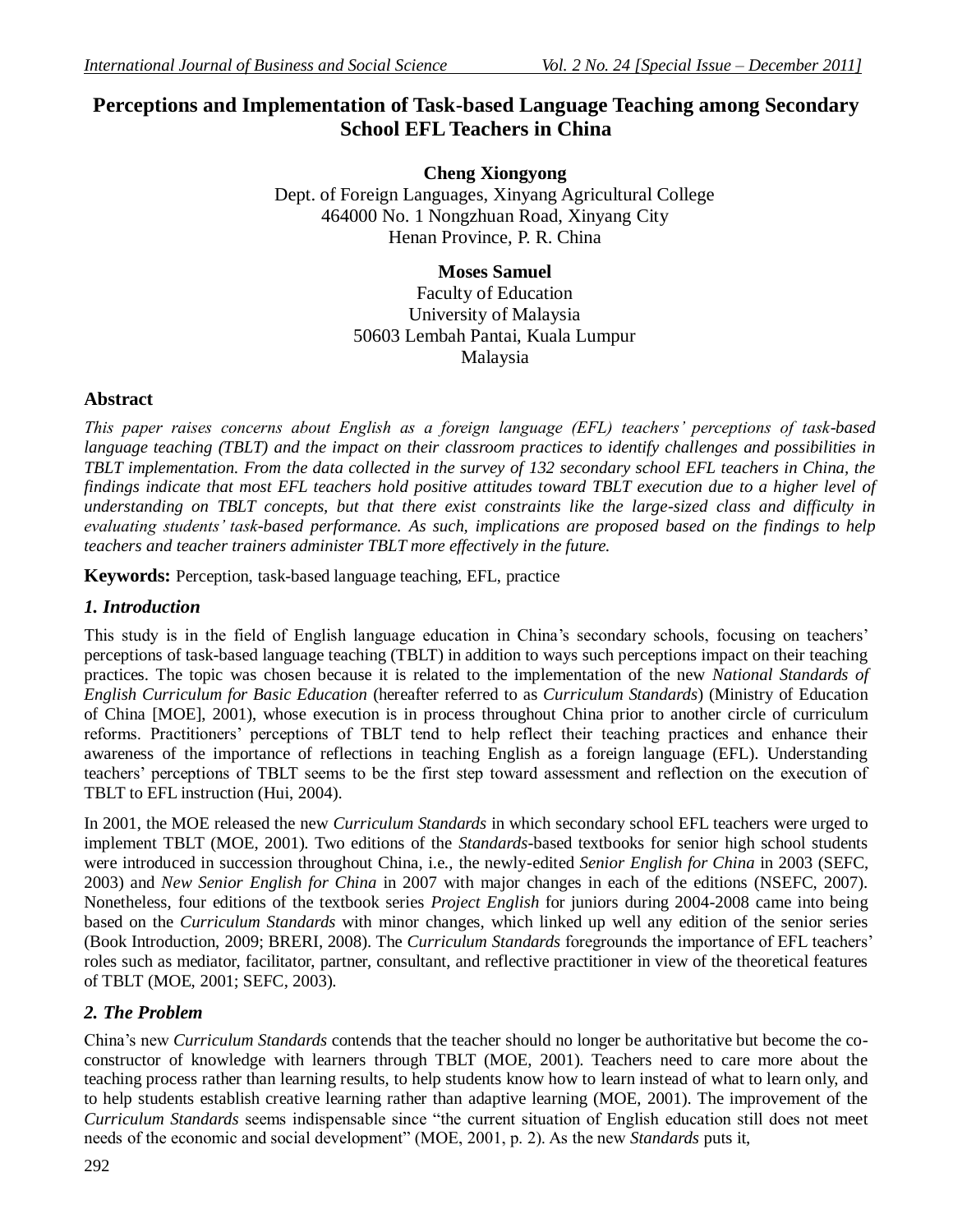# Perceptions and Implementation of Task-based Language Teaching among Secondary School EFL Teachers in China

**Cheng Xiongyong**
Dept. of Foreign Languages, Xinyang Agricultural College
464000 No. 1 Nongzhuan Road, Xinyang City
Henan Province, P. R. China

**Moses Samuel**
Faculty of Education
University of Malaysia
50603 Lembah Pantai, Kuala Lumpur
Malaysia

## Abstract

*This paper raises concerns about English as a foreign language (EFL) teachers' perceptions of task-based language teaching (TBLT) and the impact on their classroom practices to identify challenges and possibilities in TBLT implementation. From the data collected in the survey of 132 secondary school EFL teachers in China, the findings indicate that most EFL teachers hold positive attitudes toward TBLT execution due to a higher level of understanding on TBLT concepts, but that there exist constraints like the large-sized class and difficulty in evaluating students' task-based performance. As such, implications are proposed based on the findings to help teachers and teacher trainers administer TBLT more effectively in the future.*

**Keywords:** Perception, task-based language teaching, EFL, practice

## *1. Introduction*

This study is in the field of English language education in China's secondary schools, focusing on teachers' perceptions of task-based language teaching (TBLT) in addition to ways such perceptions impact on their teaching practices. The topic was chosen because it is related to the implementation of the new *National Standards of English Curriculum for Basic Education* (hereafter referred to as *Curriculum Standards*) (Ministry of Education of China [MOE], 2001), whose execution is in process throughout China prior to another circle of curriculum reforms. Practitioners' perceptions of TBLT tend to help reflect their teaching practices and enhance their awareness of the importance of reflections in teaching English as a foreign language (EFL). Understanding teachers' perceptions of TBLT seems to be the first step toward assessment and reflection on the execution of TBLT to EFL instruction (Hui, 2004).

In 2001, the MOE released the new *Curriculum Standards* in which secondary school EFL teachers were urged to implement TBLT (MOE, 2001). Two editions of the *Standards*-based textbooks for senior high school students were introduced in succession throughout China, i.e., the newly-edited *Senior English for China* in 2003 (SEFC, 2003) and *New Senior English for China* in 2007 with major changes in each of the editions (NSEFC, 2007). Nonetheless, four editions of the textbook series *Project English* for juniors during 2004-2008 came into being based on the *Curriculum Standards* with minor changes, which linked up well any edition of the senior series (Book Introduction, 2009; BRERI, 2008). The *Curriculum Standards* foregrounds the importance of EFL teachers' roles such as mediator, facilitator, partner, consultant, and reflective practitioner in view of the theoretical features of TBLT (MOE, 2001; SEFC, 2003).

## *2. The Problem*

China's new *Curriculum Standards* contends that the teacher should no longer be authoritative but become the co-constructor of knowledge with learners through TBLT (MOE, 2001). Teachers need to care more about the teaching process rather than learning results, to help students know how to learn instead of what to learn only, and to help students establish creative learning rather than adaptive learning (MOE, 2001). The improvement of the *Curriculum Standards* seems indispensable since "the current situation of English education still does not meet needs of the economic and social development" (MOE, 2001, p. 2). As the new *Standards* puts it,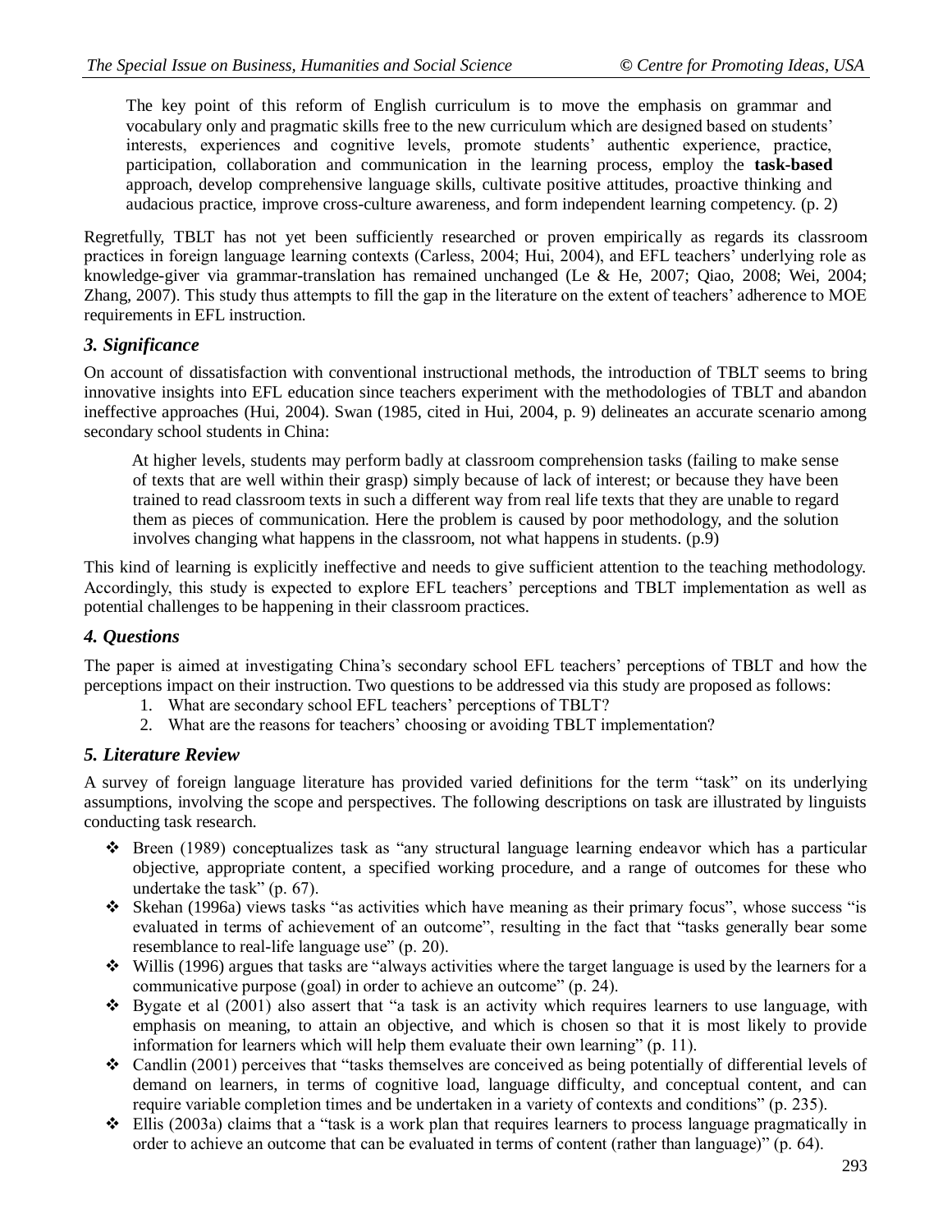> The key point of this reform of English curriculum is to move the emphasis on grammar and vocabulary only and pragmatic skills free to the new curriculum which are designed based on students' interests, experiences and cognitive levels, promote students' authentic experience, practice, participation, collaboration and communication in the learning process, employ the **task-based** approach, develop comprehensive language skills, cultivate positive attitudes, proactive thinking and audacious practice, improve cross-culture awareness, and form independent learning competency. (p. 2)

Regretfully, TBLT has not yet been sufficiently researched or proven empirically as regards its classroom practices in foreign language learning contexts (Carless, 2004; Hui, 2004), and EFL teachers' underlying role as knowledge-giver via grammar-translation has remained unchanged (Le & He, 2007; Qiao, 2008; Wei, 2004; Zhang, 2007). This study thus attempts to fill the gap in the literature on the extent of teachers' adherence to MOE requirements in EFL instruction.

### *3. Significance*

On account of dissatisfaction with conventional instructional methods, the introduction of TBLT seems to bring innovative insights into EFL education since teachers experiment with the methodologies of TBLT and abandon ineffective approaches (Hui, 2004). Swan (1985, cited in Hui, 2004, p. 9) delineates an accurate scenario among secondary school students in China:

> At higher levels, students may perform badly at classroom comprehension tasks (failing to make sense of texts that are well within their grasp) simply because of lack of interest; or because they have been trained to read classroom texts in such a different way from real life texts that they are unable to regard them as pieces of communication. Here the problem is caused by poor methodology, and the solution involves changing what happens in the classroom, not what happens in students. (p.9)

This kind of learning is explicitly ineffective and needs to give sufficient attention to the teaching methodology. Accordingly, this study is expected to explore EFL teachers' perceptions and TBLT implementation as well as potential challenges to be happening in their classroom practices.

### *4. Questions*

The paper is aimed at investigating China's secondary school EFL teachers' perceptions of TBLT and how the perceptions impact on their instruction. Two questions to be addressed via this study are proposed as follows:

1. What are secondary school EFL teachers' perceptions of TBLT?
2. What are the reasons for teachers' choosing or avoiding TBLT implementation?

### *5. Literature Review*

A survey of foreign language literature has provided varied definitions for the term "task" on its underlying assumptions, involving the scope and perspectives. The following descriptions on task are illustrated by linguists conducting task research.

- Breen (1989) conceptualizes task as "any structural language learning endeavor which has a particular objective, appropriate content, a specified working procedure, and a range of outcomes for these who undertake the task" (p. 67).
- Skehan (1996a) views tasks "as activities which have meaning as their primary focus", whose success "is evaluated in terms of achievement of an outcome", resulting in the fact that "tasks generally bear some resemblance to real-life language use" (p. 20).
- Willis (1996) argues that tasks are "always activities where the target language is used by the learners for a communicative purpose (goal) in order to achieve an outcome" (p. 24).
- Bygate et al (2001) also assert that "a task is an activity which requires learners to use language, with emphasis on meaning, to attain an objective, and which is chosen so that it is most likely to provide information for learners which will help them evaluate their own learning" (p. 11).
- Candlin (2001) perceives that "tasks themselves are conceived as being potentially of differential levels of demand on learners, in terms of cognitive load, language difficulty, and conceptual content, and can require variable completion times and be undertaken in a variety of contexts and conditions" (p. 235).
- Ellis (2003a) claims that a "task is a work plan that requires learners to process language pragmatically in order to achieve an outcome that can be evaluated in terms of content (rather than language)" (p. 64).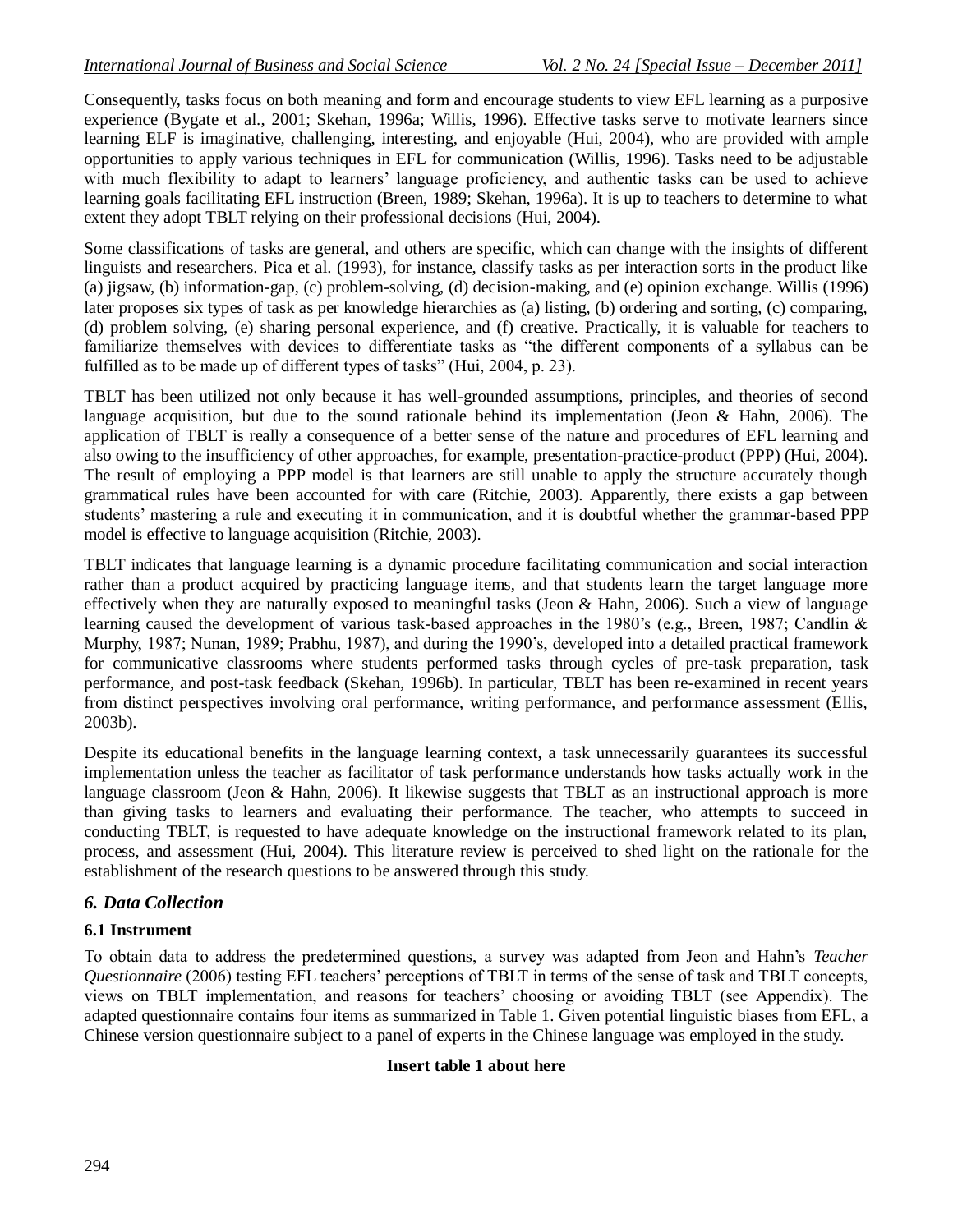Consequently, tasks focus on both meaning and form and encourage students to view EFL learning as a purposive experience (Bygate et al., 2001; Skehan, 1996a; Willis, 1996). Effective tasks serve to motivate learners since learning ELF is imaginative, challenging, interesting, and enjoyable (Hui, 2004), who are provided with ample opportunities to apply various techniques in EFL for communication (Willis, 1996). Tasks need to be adjustable with much flexibility to adapt to learners' language proficiency, and authentic tasks can be used to achieve learning goals facilitating EFL instruction (Breen, 1989; Skehan, 1996a). It is up to teachers to determine to what extent they adopt TBLT relying on their professional decisions (Hui, 2004).

Some classifications of tasks are general, and others are specific, which can change with the insights of different linguists and researchers. Pica et al. (1993), for instance, classify tasks as per interaction sorts in the product like (a) jigsaw, (b) information-gap, (c) problem-solving, (d) decision-making, and (e) opinion exchange. Willis (1996) later proposes six types of task as per knowledge hierarchies as (a) listing, (b) ordering and sorting, (c) comparing, (d) problem solving, (e) sharing personal experience, and (f) creative. Practically, it is valuable for teachers to familiarize themselves with devices to differentiate tasks as "the different components of a syllabus can be fulfilled as to be made up of different types of tasks" (Hui, 2004, p. 23).

TBLT has been utilized not only because it has well-grounded assumptions, principles, and theories of second language acquisition, but due to the sound rationale behind its implementation (Jeon & Hahn, 2006). The application of TBLT is really a consequence of a better sense of the nature and procedures of EFL learning and also owing to the insufficiency of other approaches, for example, presentation-practice-product (PPP) (Hui, 2004). The result of employing a PPP model is that learners are still unable to apply the structure accurately though grammatical rules have been accounted for with care (Ritchie, 2003). Apparently, there exists a gap between students' mastering a rule and executing it in communication, and it is doubtful whether the grammar-based PPP model is effective to language acquisition (Ritchie, 2003).

TBLT indicates that language learning is a dynamic procedure facilitating communication and social interaction rather than a product acquired by practicing language items, and that students learn the target language more effectively when they are naturally exposed to meaningful tasks (Jeon & Hahn, 2006). Such a view of language learning caused the development of various task-based approaches in the 1980's (e.g., Breen, 1987; Candlin & Murphy, 1987; Nunan, 1989; Prabhu, 1987), and during the 1990's, developed into a detailed practical framework for communicative classrooms where students performed tasks through cycles of pre-task preparation, task performance, and post-task feedback (Skehan, 1996b). In particular, TBLT has been re-examined in recent years from distinct perspectives involving oral performance, writing performance, and performance assessment (Ellis, 2003b).

Despite its educational benefits in the language learning context, a task unnecessarily guarantees its successful implementation unless the teacher as facilitator of task performance understands how tasks actually work in the language classroom (Jeon & Hahn, 2006). It likewise suggests that TBLT as an instructional approach is more than giving tasks to learners and evaluating their performance. The teacher, who attempts to succeed in conducting TBLT, is requested to have adequate knowledge on the instructional framework related to its plan, process, and assessment (Hui, 2004). This literature review is perceived to shed light on the rationale for the establishment of the research questions to be answered through this study.

## *6. Data Collection*

### 6.1 Instrument

To obtain data to address the predetermined questions, a survey was adapted from Jeon and Hahn's *Teacher Questionnaire* (2006) testing EFL teachers' perceptions of TBLT in terms of the sense of task and TBLT concepts, views on TBLT implementation, and reasons for teachers' choosing or avoiding TBLT (see Appendix). The adapted questionnaire contains four items as summarized in Table 1. Given potential linguistic biases from EFL, a Chinese version questionnaire subject to a panel of experts in the Chinese language was employed in the study.

**Insert table 1 about here**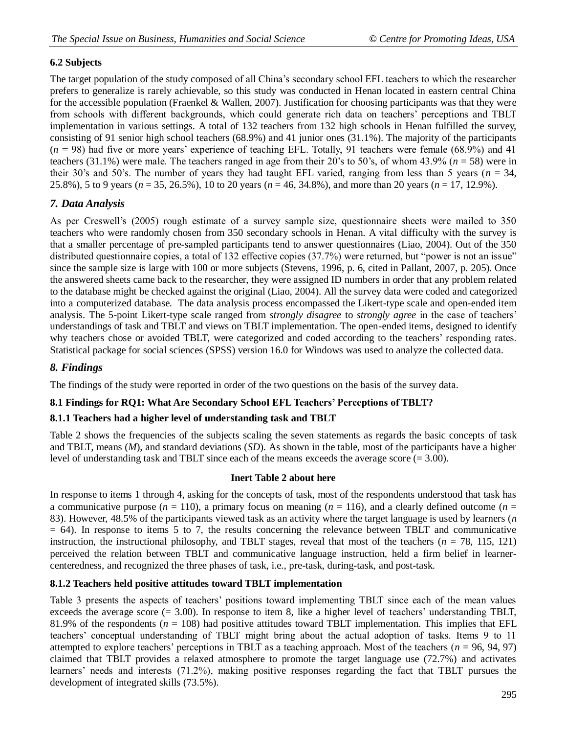### 6.2 Subjects

The target population of the study composed of all China's secondary school EFL teachers to which the researcher prefers to generalize is rarely achievable, so this study was conducted in Henan located in eastern central China for the accessible population (Fraenkel & Wallen, 2007). Justification for choosing participants was that they were from schools with different backgrounds, which could generate rich data on teachers' perceptions and TBLT implementation in various settings. A total of 132 teachers from 132 high schools in Henan fulfilled the survey, consisting of 91 senior high school teachers (68.9%) and 41 junior ones (31.1%). The majority of the participants (*n* = 98) had five or more years' experience of teaching EFL. Totally, 91 teachers were female (68.9%) and 41 teachers (31.1%) were male. The teachers ranged in age from their 20's to 50's, of whom 43.9% (*n* = 58) were in their 30's and 50's. The number of years they had taught EFL varied, ranging from less than 5 years (*n* = 34, 25.8%), 5 to 9 years (*n* = 35, 26.5%), 10 to 20 years (*n* = 46, 34.8%), and more than 20 years (*n* = 17, 12.9%).

## *7. Data Analysis*

As per Creswell's (2005) rough estimate of a survey sample size, questionnaire sheets were mailed to 350 teachers who were randomly chosen from 350 secondary schools in Henan. A vital difficulty with the survey is that a smaller percentage of pre-sampled participants tend to answer questionnaires (Liao, 2004). Out of the 350 distributed questionnaire copies, a total of 132 effective copies (37.7%) were returned, but "power is not an issue" since the sample size is large with 100 or more subjects (Stevens, 1996, p. 6, cited in Pallant, 2007, p. 205). Once the answered sheets came back to the researcher, they were assigned ID numbers in order that any problem related to the database might be checked against the original (Liao, 2004). All the survey data were coded and categorized into a computerized database. The data analysis process encompassed the Likert-type scale and open-ended item analysis. The 5-point Likert-type scale ranged from *strongly disagree* to *strongly agree* in the case of teachers' understandings of task and TBLT and views on TBLT implementation. The open-ended items, designed to identify why teachers chose or avoided TBLT, were categorized and coded according to the teachers' responding rates. Statistical package for social sciences (SPSS) version 16.0 for Windows was used to analyze the collected data.

## *8. Findings*

The findings of the study were reported in order of the two questions on the basis of the survey data.

### 8.1 Findings for RQ1: What Are Secondary School EFL Teachers' Perceptions of TBLT?

#### 8.1.1 Teachers had a higher level of understanding task and TBLT

Table 2 shows the frequencies of the subjects scaling the seven statements as regards the basic concepts of task and TBLT, means (*M*), and standard deviations (*SD*). As shown in the table, most of the participants have a higher level of understanding task and TBLT since each of the means exceeds the average score (= 3.00).

**Inert Table 2 about here**

In response to items 1 through 4, asking for the concepts of task, most of the respondents understood that task has a communicative purpose (*n* = 110), a primary focus on meaning (*n* = 116), and a clearly defined outcome (*n* = 83). However, 48.5% of the participants viewed task as an activity where the target language is used by learners (*n* = 64). In response to items 5 to 7, the results concerning the relevance between TBLT and communicative instruction, the instructional philosophy, and TBLT stages, reveal that most of the teachers (*n* = 78, 115, 121) perceived the relation between TBLT and communicative language instruction, held a firm belief in learner-centeredness, and recognized the three phases of task, i.e., pre-task, during-task, and post-task.

#### 8.1.2 Teachers held positive attitudes toward TBLT implementation

Table 3 presents the aspects of teachers' positions toward implementing TBLT since each of the mean values exceeds the average score (= 3.00). In response to item 8, like a higher level of teachers' understanding TBLT, 81.9% of the respondents (*n* = 108) had positive attitudes toward TBLT implementation. This implies that EFL teachers' conceptual understanding of TBLT might bring about the actual adoption of tasks. Items 9 to 11 attempted to explore teachers' perceptions in TBLT as a teaching approach. Most of the teachers (*n* = 96, 94, 97) claimed that TBLT provides a relaxed atmosphere to promote the target language use (72.7%) and activates learners' needs and interests (71.2%), making positive responses regarding the fact that TBLT pursues the development of integrated skills (73.5%).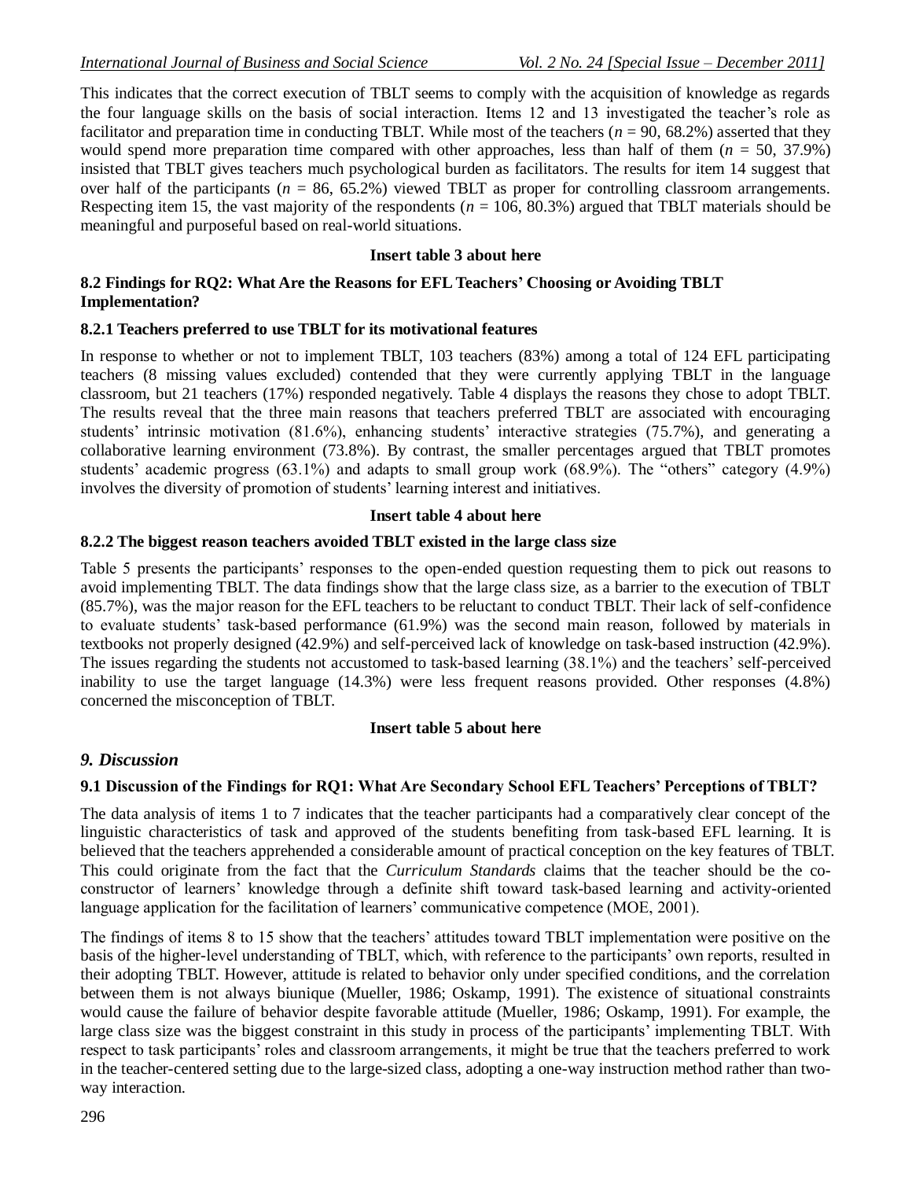This indicates that the correct execution of TBLT seems to comply with the acquisition of knowledge as regards the four language skills on the basis of social interaction. Items 12 and 13 investigated the teacher's role as facilitator and preparation time in conducting TBLT. While most of the teachers ($n$ = 90, 68.2%) asserted that they would spend more preparation time compared with other approaches, less than half of them ($n$ = 50, 37.9%) insisted that TBLT gives teachers much psychological burden as facilitators. The results for item 14 suggest that over half of the participants ($n$ = 86, 65.2%) viewed TBLT as proper for controlling classroom arrangements. Respecting item 15, the vast majority of the respondents ($n$ = 106, 80.3%) argued that TBLT materials should be meaningful and purposeful based on real-world situations.

**Insert table 3 about here**

### 8.2 Findings for RQ2: What Are the Reasons for EFL Teachers' Choosing or Avoiding TBLT Implementation?

#### 8.2.1 Teachers preferred to use TBLT for its motivational features

In response to whether or not to implement TBLT, 103 teachers (83%) among a total of 124 EFL participating teachers (8 missing values excluded) contended that they were currently applying TBLT in the language classroom, but 21 teachers (17%) responded negatively. Table 4 displays the reasons they chose to adopt TBLT. The results reveal that the three main reasons that teachers preferred TBLT are associated with encouraging students' intrinsic motivation (81.6%), enhancing students' interactive strategies (75.7%), and generating a collaborative learning environment (73.8%). By contrast, the smaller percentages argued that TBLT promotes students' academic progress (63.1%) and adapts to small group work (68.9%). The "others" category (4.9%) involves the diversity of promotion of students' learning interest and initiatives.

**Insert table 4 about here**

#### 8.2.2 The biggest reason teachers avoided TBLT existed in the large class size

Table 5 presents the participants' responses to the open-ended question requesting them to pick out reasons to avoid implementing TBLT. The data findings show that the large class size, as a barrier to the execution of TBLT (85.7%), was the major reason for the EFL teachers to be reluctant to conduct TBLT. Their lack of self-confidence to evaluate students' task-based performance (61.9%) was the second main reason, followed by materials in textbooks not properly designed (42.9%) and self-perceived lack of knowledge on task-based instruction (42.9%). The issues regarding the students not accustomed to task-based learning (38.1%) and the teachers' self-perceived inability to use the target language (14.3%) were less frequent reasons provided. Other responses (4.8%) concerned the misconception of TBLT.

**Insert table 5 about here**

## *9. Discussion*

### 9.1 Discussion of the Findings for RQ1: What Are Secondary School EFL Teachers' Perceptions of TBLT?

The data analysis of items 1 to 7 indicates that the teacher participants had a comparatively clear concept of the linguistic characteristics of task and approved of the students benefiting from task-based EFL learning. It is believed that the teachers apprehended a considerable amount of practical conception on the key features of TBLT. This could originate from the fact that the *Curriculum Standards* claims that the teacher should be the co-constructor of learners' knowledge through a definite shift toward task-based learning and activity-oriented language application for the facilitation of learners' communicative competence (MOE, 2001).

The findings of items 8 to 15 show that the teachers' attitudes toward TBLT implementation were positive on the basis of the higher-level understanding of TBLT, which, with reference to the participants' own reports, resulted in their adopting TBLT. However, attitude is related to behavior only under specified conditions, and the correlation between them is not always biunique (Mueller, 1986; Oskamp, 1991). The existence of situational constraints would cause the failure of behavior despite favorable attitude (Mueller, 1986; Oskamp, 1991). For example, the large class size was the biggest constraint in this study in process of the participants' implementing TBLT. With respect to task participants' roles and classroom arrangements, it might be true that the teachers preferred to work in the teacher-centered setting due to the large-sized class, adopting a one-way instruction method rather than two-way interaction.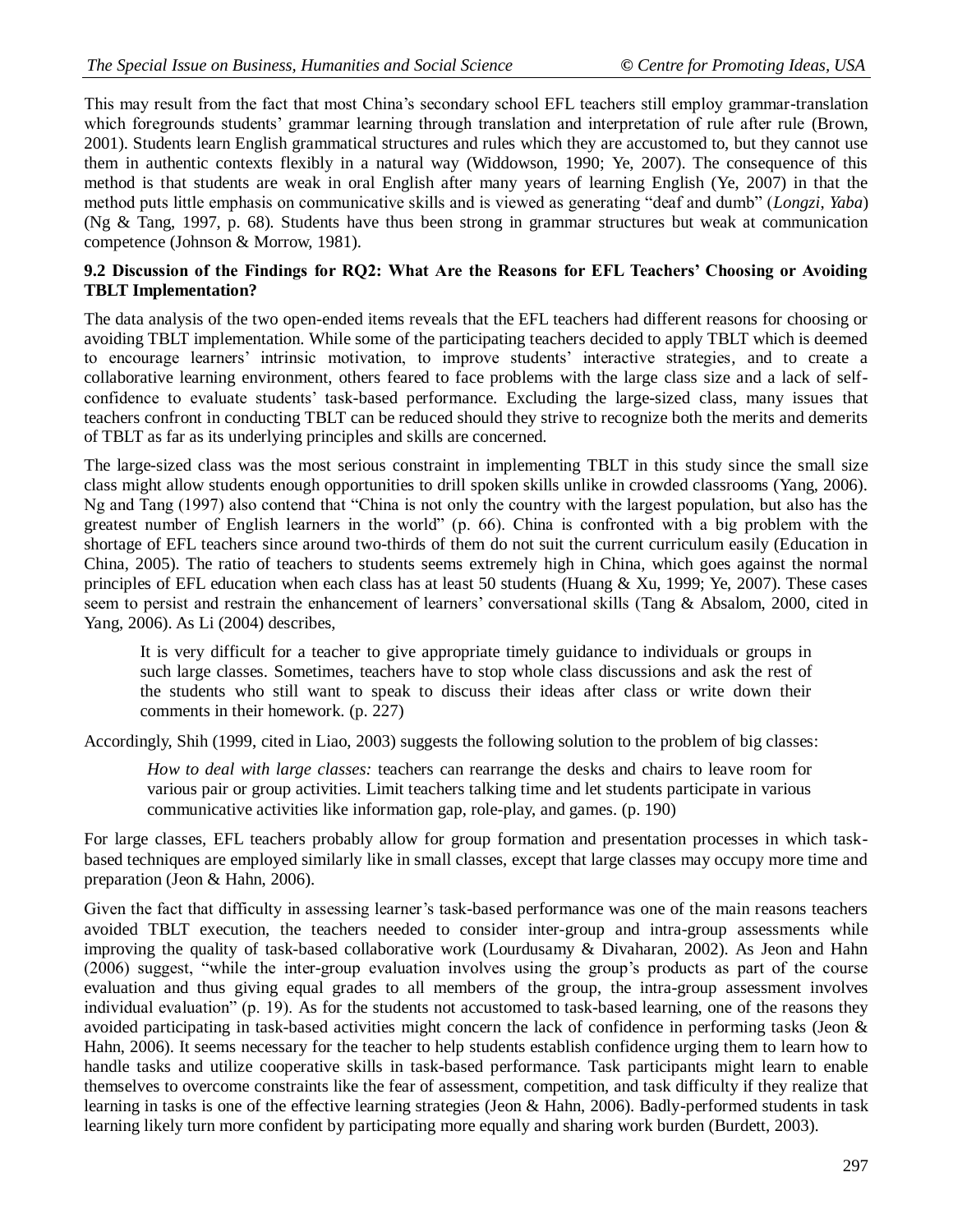This may result from the fact that most China's secondary school EFL teachers still employ grammar-translation which foregrounds students' grammar learning through translation and interpretation of rule after rule (Brown, 2001). Students learn English grammatical structures and rules which they are accustomed to, but they cannot use them in authentic contexts flexibly in a natural way (Widdowson, 1990; Ye, 2007). The consequence of this method is that students are weak in oral English after many years of learning English (Ye, 2007) in that the method puts little emphasis on communicative skills and is viewed as generating "deaf and dumb" (*Longzi*, *Yaba*) (Ng & Tang, 1997, p. 68). Students have thus been strong in grammar structures but weak at communication competence (Johnson & Morrow, 1981).

### 9.2 Discussion of the Findings for RQ2: What Are the Reasons for EFL Teachers' Choosing or Avoiding TBLT Implementation?

The data analysis of the two open-ended items reveals that the EFL teachers had different reasons for choosing or avoiding TBLT implementation. While some of the participating teachers decided to apply TBLT which is deemed to encourage learners' intrinsic motivation, to improve students' interactive strategies, and to create a collaborative learning environment, others feared to face problems with the large class size and a lack of self-confidence to evaluate students' task-based performance. Excluding the large-sized class, many issues that teachers confront in conducting TBLT can be reduced should they strive to recognize both the merits and demerits of TBLT as far as its underlying principles and skills are concerned.

The large-sized class was the most serious constraint in implementing TBLT in this study since the small size class might allow students enough opportunities to drill spoken skills unlike in crowded classrooms (Yang, 2006). Ng and Tang (1997) also contend that "China is not only the country with the largest population, but also has the greatest number of English learners in the world" (p. 66). China is confronted with a big problem with the shortage of EFL teachers since around two-thirds of them do not suit the current curriculum easily (Education in China, 2005). The ratio of teachers to students seems extremely high in China, which goes against the normal principles of EFL education when each class has at least 50 students (Huang & Xu, 1999; Ye, 2007). These cases seem to persist and restrain the enhancement of learners' conversational skills (Tang & Absalom, 2000, cited in Yang, 2006). As Li (2004) describes,

> It is very difficult for a teacher to give appropriate timely guidance to individuals or groups in such large classes. Sometimes, teachers have to stop whole class discussions and ask the rest of the students who still want to speak to discuss their ideas after class or write down their comments in their homework. (p. 227)

Accordingly, Shih (1999, cited in Liao, 2003) suggests the following solution to the problem of big classes:

> *How to deal with large classes:* teachers can rearrange the desks and chairs to leave room for various pair or group activities. Limit teachers talking time and let students participate in various communicative activities like information gap, role-play, and games. (p. 190)

For large classes, EFL teachers probably allow for group formation and presentation processes in which task-based techniques are employed similarly like in small classes, except that large classes may occupy more time and preparation (Jeon & Hahn, 2006).

Given the fact that difficulty in assessing learner's task-based performance was one of the main reasons teachers avoided TBLT execution, the teachers needed to consider inter-group and intra-group assessments while improving the quality of task-based collaborative work (Lourdusamy & Divaharan, 2002). As Jeon and Hahn (2006) suggest, "while the inter-group evaluation involves using the group's products as part of the course evaluation and thus giving equal grades to all members of the group, the intra-group assessment involves individual evaluation" (p. 19). As for the students not accustomed to task-based learning, one of the reasons they avoided participating in task-based activities might concern the lack of confidence in performing tasks (Jeon & Hahn, 2006). It seems necessary for the teacher to help students establish confidence urging them to learn how to handle tasks and utilize cooperative skills in task-based performance. Task participants might learn to enable themselves to overcome constraints like the fear of assessment, competition, and task difficulty if they realize that learning in tasks is one of the effective learning strategies (Jeon & Hahn, 2006). Badly-performed students in task learning likely turn more confident by participating more equally and sharing work burden (Burdett, 2003).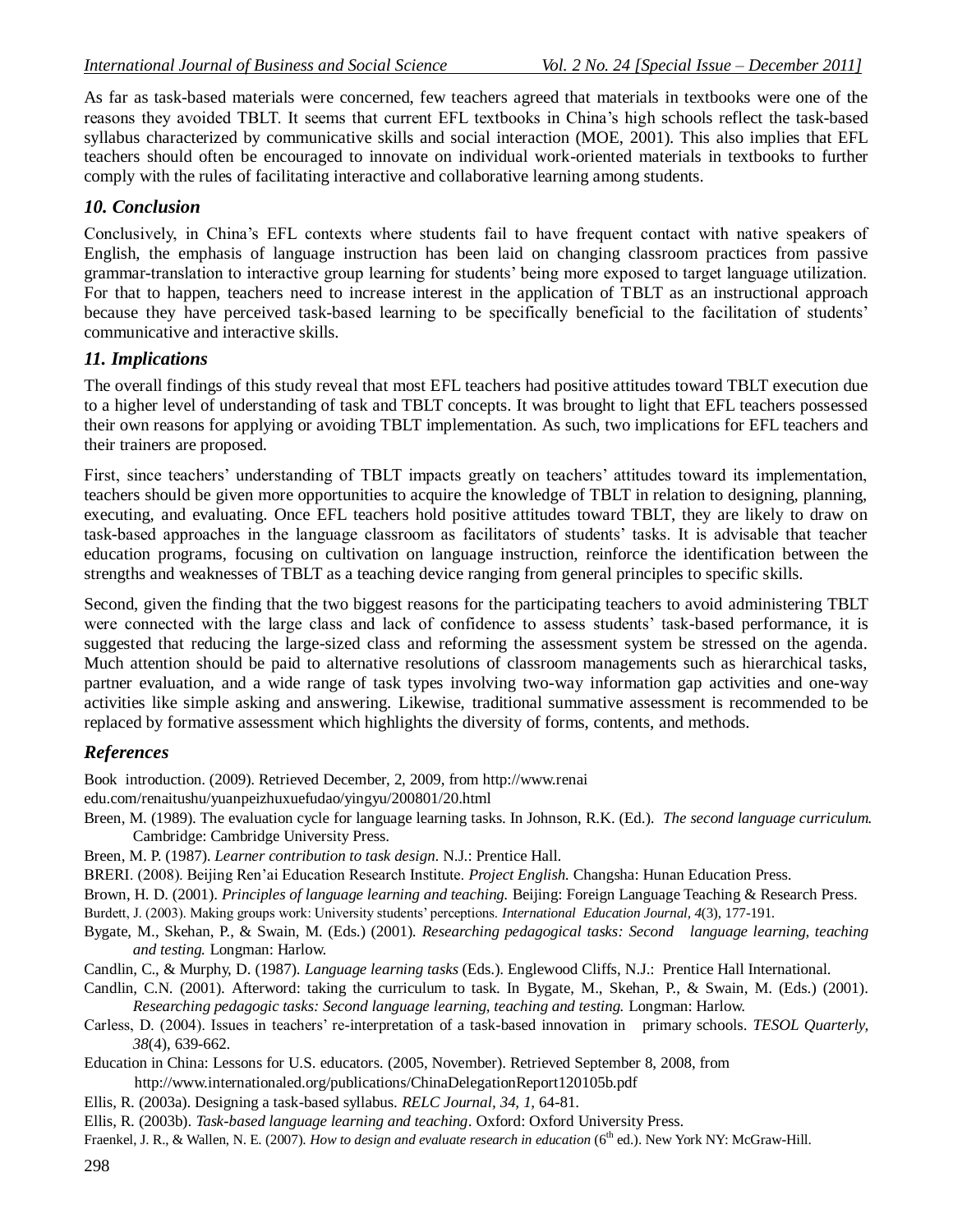As far as task-based materials were concerned, few teachers agreed that materials in textbooks were one of the reasons they avoided TBLT. It seems that current EFL textbooks in China's high schools reflect the task-based syllabus characterized by communicative skills and social interaction (MOE, 2001). This also implies that EFL teachers should often be encouraged to innovate on individual work-oriented materials in textbooks to further comply with the rules of facilitating interactive and collaborative learning among students.

## *10. Conclusion*

Conclusively, in China's EFL contexts where students fail to have frequent contact with native speakers of English, the emphasis of language instruction has been laid on changing classroom practices from passive grammar-translation to interactive group learning for students' being more exposed to target language utilization. For that to happen, teachers need to increase interest in the application of TBLT as an instructional approach because they have perceived task-based learning to be specifically beneficial to the facilitation of students' communicative and interactive skills.

## *11. Implications*

The overall findings of this study reveal that most EFL teachers had positive attitudes toward TBLT execution due to a higher level of understanding of task and TBLT concepts. It was brought to light that EFL teachers possessed their own reasons for applying or avoiding TBLT implementation. As such, two implications for EFL teachers and their trainers are proposed.

First, since teachers' understanding of TBLT impacts greatly on teachers' attitudes toward its implementation, teachers should be given more opportunities to acquire the knowledge of TBLT in relation to designing, planning, executing, and evaluating. Once EFL teachers hold positive attitudes toward TBLT, they are likely to draw on task-based approaches in the language classroom as facilitators of students' tasks. It is advisable that teacher education programs, focusing on cultivation on language instruction, reinforce the identification between the strengths and weaknesses of TBLT as a teaching device ranging from general principles to specific skills.

Second, given the finding that the two biggest reasons for the participating teachers to avoid administering TBLT were connected with the large class and lack of confidence to assess students' task-based performance, it is suggested that reducing the large-sized class and reforming the assessment system be stressed on the agenda. Much attention should be paid to alternative resolutions of classroom managements such as hierarchical tasks, partner evaluation, and a wide range of task types involving two-way information gap activities and one-way activities like simple asking and answering. Likewise, traditional summative assessment is recommended to be replaced by formative assessment which highlights the diversity of forms, contents, and methods.

## *References*

Book introduction. (2009). Retrieved December, 2, 2009, from http://www.renai edu.com/renaitushu/yuanpeizhuxuefudao/yingyu/200801/20.html

Breen, M. (1989). The evaluation cycle for language learning tasks. In Johnson, R.K. (Ed.). *The second language curriculum*. Cambridge: Cambridge University Press.

Breen, M. P. (1987). *Learner contribution to task design*. N.J.: Prentice Hall.

BRERI. (2008). Beijing Ren'ai Education Research Institute. *Project English*. Changsha: Hunan Education Press.

Brown, H. D. (2001). *Principles of language learning and teaching*. Beijing: Foreign Language Teaching & Research Press.

Burdett, J. (2003). Making groups work: University students' perceptions. *International Education Journal, 4*(3), 177-191.

Bygate, M., Skehan, P., & Swain, M. (Eds.) (2001). *Researching pedagogical tasks: Second language learning, teaching and testing.* Longman: Harlow.

Candlin, C., & Murphy, D. (1987). *Language learning tasks* (Eds.). Englewood Cliffs, N.J.: Prentice Hall International.

Candlin, C.N. (2001). Afterword: taking the curriculum to task. In Bygate, M., Skehan, P., & Swain, M. (Eds.) (2001). *Researching pedagogic tasks: Second language learning, teaching and testing.* Longman: Harlow.

Carless, D. (2004). Issues in teachers' re-interpretation of a task-based innovation in primary schools. *TESOL Quarterly, 38*(4), 639-662.

Education in China: Lessons for U.S. educators. (2005, November). Retrieved September 8, 2008, from http://www.internationaled.org/publications/ChinaDelegationReport120105b.pdf

Ellis, R. (2003a). Designing a task-based syllabus. *RELC Journal, 34, 1,* 64-81.

Ellis, R. (2003b). *Task-based language learning and teaching*. Oxford: Oxford University Press.

Fraenkel, J. R., & Wallen, N. E. (2007). *How to design and evaluate research in education* (6th ed.). New York NY: McGraw-Hill.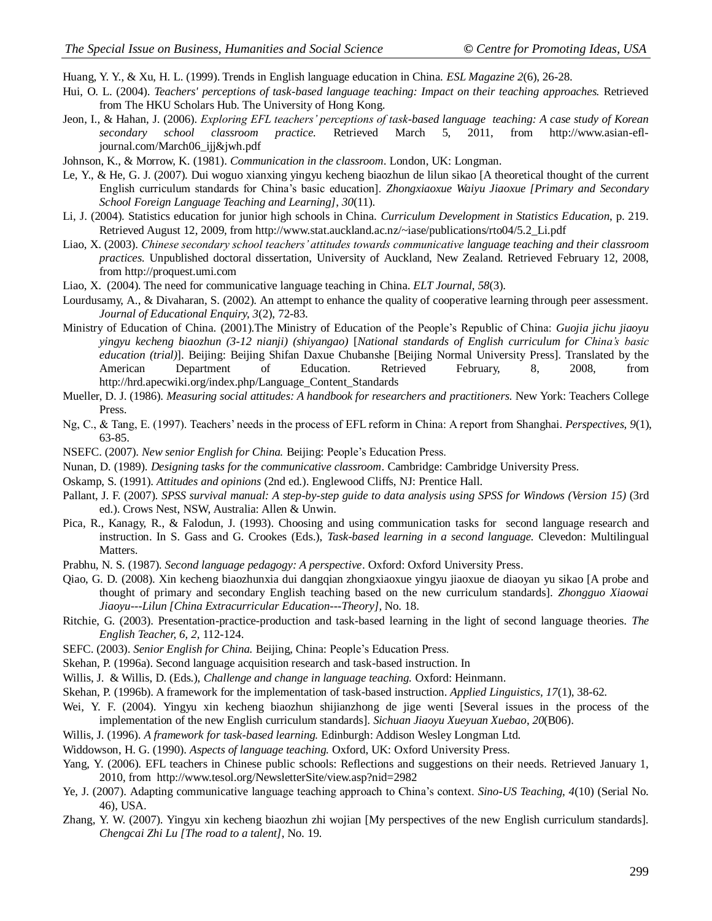Huang, Y. Y., & Xu, H. L. (1999). Trends in English language education in China. *ESL Magazine 2*(6), 26-28.

Hui, O. L. (2004). *Teachers' perceptions of task-based language teaching: Impact on their teaching approaches.* Retrieved from The HKU Scholars Hub. The University of Hong Kong.

Jeon, I., & Hahan, J. (2006). *Exploring EFL teachers' perceptions of task-based language teaching: A case study of Korean secondary school classroom practice.* Retrieved March 5, 2011, from http://www.asian-efl-journal.com/March06_ijj&jwh.pdf

Johnson, K., & Morrow, K. (1981). *Communication in the classroom*. London, UK: Longman.

Le, Y., & He, G. J. (2007). Dui woguo xianxing yingyu kecheng biaozhun de lilun sikao [A theoretical thought of the current English curriculum standards for China's basic education]. *Zhongxiaoxue Waiyu Jiaoxue [Primary and Secondary School Foreign Language Teaching and Learning]*, *30*(11).

Li, J. (2004). Statistics education for junior high schools in China. *Curriculum Development in Statistics Education*, p. 219. Retrieved August 12, 2009, from http://www.stat.auckland.ac.nz/~iase/publications/rto04/5.2_Li.pdf

Liao, X. (2003). *Chinese secondary school teachers' attitudes towards communicative language teaching and their classroom practices.* Unpublished doctoral dissertation, University of Auckland, New Zealand. Retrieved February 12, 2008, from http://proquest.umi.com

Liao, X. (2004). The need for communicative language teaching in China. *ELT Journal*, *58*(3).

Lourdusamy, A., & Divaharan, S. (2002). An attempt to enhance the quality of cooperative learning through peer assessment. *Journal of Educational Enquiry, 3*(2), 72-83.

Ministry of Education of China. (2001).The Ministry of Education of the People's Republic of China: *Guojia jichu jiaoyu yingyu kecheng biaozhun (3-12 nianji) (shiyangao)* [*National standards of English curriculum for China's basic education (trial)*]. Beijing: Beijing Shifan Daxue Chubanshe [Beijing Normal University Press]. Translated by the American Department of Education. Retrieved February, 8, 2008, from http://hrd.apecwiki.org/index.php/Language_Content_Standards

Mueller, D. J. (1986). *Measuring social attitudes: A handbook for researchers and practitioners.* New York: Teachers College Press.

Ng, C., & Tang, E. (1997). Teachers' needs in the process of EFL reform in China: A report from Shanghai. *Perspectives*, *9*(1), 63-85.

NSEFC. (2007). *New senior English for China.* Beijing: People's Education Press.

Nunan, D. (1989). *Designing tasks for the communicative classroom*. Cambridge: Cambridge University Press.

Oskamp, S. (1991). *Attitudes and opinions* (2nd ed.). Englewood Cliffs, NJ: Prentice Hall.

Pallant, J. F. (2007). *SPSS survival manual: A step-by-step guide to data analysis using SPSS for Windows (Version 15)* (3rd ed.). Crows Nest, NSW, Australia: Allen & Unwin.

Pica, R., Kanagy, R., & Falodun, J. (1993). Choosing and using communication tasks for second language research and instruction. In S. Gass and G. Crookes (Eds.), *Task-based learning in a second language.* Clevedon: Multilingual Matters.

Prabhu, N. S. (1987). *Second language pedagogy: A perspective*. Oxford: Oxford University Press.

Qiao, G. D. (2008). Xin kecheng biaozhunxia dui dangqian zhongxiaoxue yingyu jiaoxue de diaoyan yu sikao [A probe and thought of primary and secondary English teaching based on the new curriculum standards]. *Zhongguo Xiaowai Jiaoyu---Lilun [China Extracurricular Education---Theory]*, No. 18.

Ritchie, G. (2003). Presentation-practice-production and task-based learning in the light of second language theories. *The English Teacher, 6, 2,* 112-124.

SEFC. (2003). *Senior English for China.* Beijing, China: People's Education Press.

Skehan, P. (1996a). Second language acquisition research and task-based instruction. In

Willis, J. & Willis, D. (Eds.), *Challenge and change in language teaching.* Oxford: Heinmann.

Skehan, P. (1996b). A framework for the implementation of task-based instruction. *Applied Linguistics, 17*(1), 38-62.

Wei, Y. F. (2004). Yingyu xin kecheng biaozhun shijianzhong de jige wenti [Several issues in the process of the implementation of the new English curriculum standards]. *Sichuan Jiaoyu Xueyuan Xuebao*, *20*(B06).

Willis, J. (1996). *A framework for task-based learning.* Edinburgh: Addison Wesley Longman Ltd.

Widdowson, H. G. (1990). *Aspects of language teaching.* Oxford, UK: Oxford University Press.

Yang, Y. (2006). EFL teachers in Chinese public schools: Reflections and suggestions on their needs. Retrieved January 1, 2010, from http://www.tesol.org/NewsletterSite/view.asp?nid=2982

Ye, J. (2007). Adapting communicative language teaching approach to China's context. *Sino-US Teaching*, *4*(10) (Serial No. 46), USA.

Zhang, Y. W. (2007). Yingyu xin kecheng biaozhun zhi wojian [My perspectives of the new English curriculum standards]. *Chengcai Zhi Lu [The road to a talent]*, No. 19.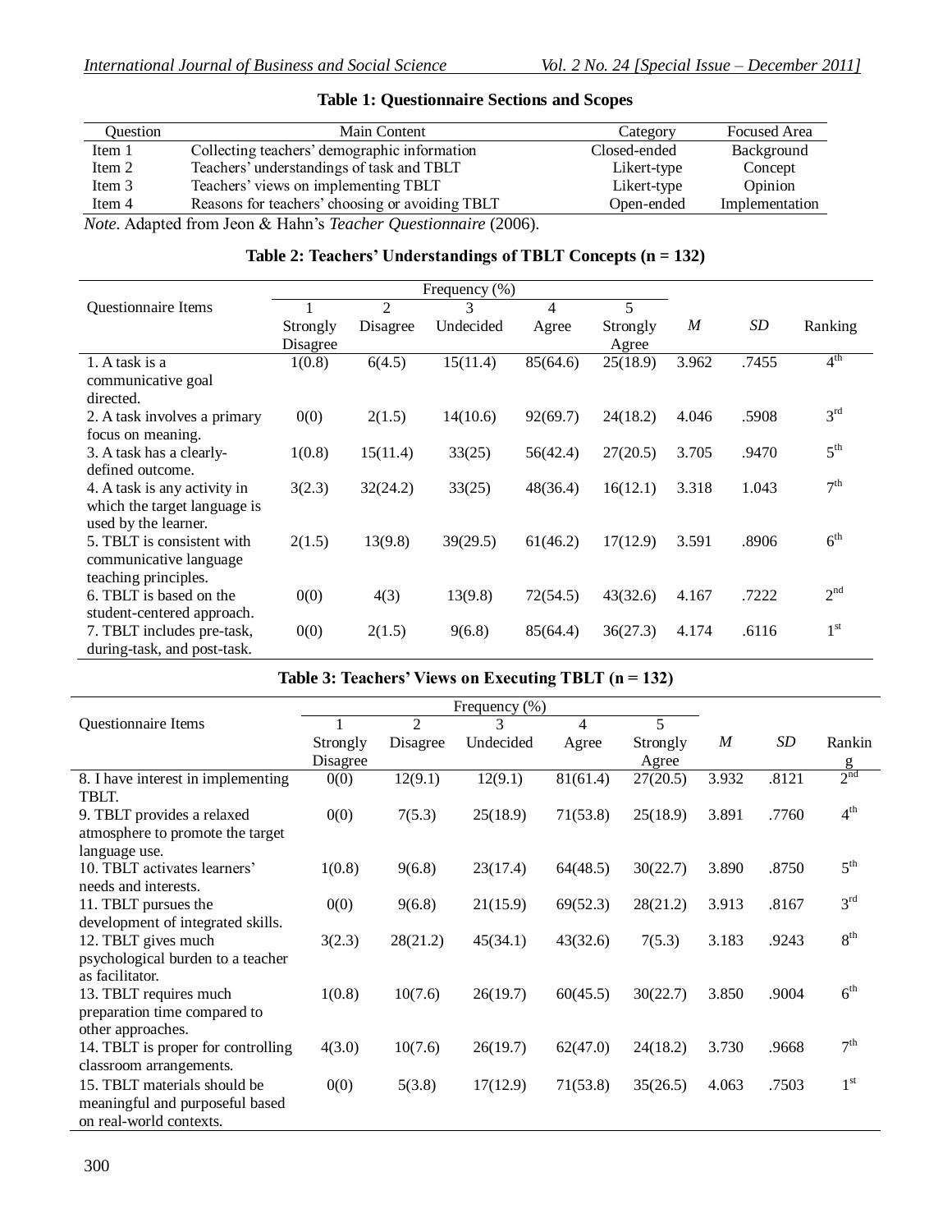**Table 1: Questionnaire Sections and Scopes**

| Question | Main Content | Category | Focused Area |
|---|---|---|---|
| Item 1 | Collecting teachers' demographic information | Closed-ended | Background |
| Item 2 | Teachers' understandings of task and TBLT | Likert-type | Concept |
| Item 3 | Teachers' views on implementing TBLT | Likert-type | Opinion |
| Item 4 | Reasons for teachers' choosing or avoiding TBLT | Open-ended | Implementation |

*Note.* Adapted from Jeon & Hahn's *Teacher Questionnaire* (2006).

**Table 2: Teachers' Understandings of TBLT Concepts (n = 132)**

| Questionnaire Items | Frequency (%) | | | | | *M* | *SD* | Ranking |
|---|---|---|---|---|---|---|---|---|
| | 1 Strongly Disagree | 2 Disagree | 3 Undecided | 4 Agree | 5 Strongly Agree | | | |
| 1. A task is a communicative goal directed. | 1(0.8) | 6(4.5) | 15(11.4) | 85(64.6) | 25(18.9) | 3.962 | .7455 | 4th |
| 2. A task involves a primary focus on meaning. | 0(0) | 2(1.5) | 14(10.6) | 92(69.7) | 24(18.2) | 4.046 | .5908 | 3rd |
| 3. A task has a clearly-defined outcome. | 1(0.8) | 15(11.4) | 33(25) | 56(42.4) | 27(20.5) | 3.705 | .9470 | 5th |
| 4. A task is any activity in which the target language is used by the learner. | 3(2.3) | 32(24.2) | 33(25) | 48(36.4) | 16(12.1) | 3.318 | 1.043 | 7th |
| 5. TBLT is consistent with communicative language teaching principles. | 2(1.5) | 13(9.8) | 39(29.5) | 61(46.2) | 17(12.9) | 3.591 | .8906 | 6th |
| 6. TBLT is based on the student-centered approach. | 0(0) | 4(3) | 13(9.8) | 72(54.5) | 43(32.6) | 4.167 | .7222 | 2nd |
| 7. TBLT includes pre-task, during-task, and post-task. | 0(0) | 2(1.5) | 9(6.8) | 85(64.4) | 36(27.3) | 4.174 | .6116 | 1st |

**Table 3: Teachers' Views on Executing TBLT (n = 132)**

| Questionnaire Items | Frequency (%) | | | | | *M* | *SD* | Ranking |
|---|---|---|---|---|---|---|---|---|
| | 1 Strongly Disagree | 2 Disagree | 3 Undecided | 4 Agree | 5 Strongly Agree | | | |
| 8. I have interest in implementing TBLT. | 0(0) | 12(9.1) | 12(9.1) | 81(61.4) | 27(20.5) | 3.932 | .8121 | 2nd |
| 9. TBLT provides a relaxed atmosphere to promote the target language use. | 0(0) | 7(5.3) | 25(18.9) | 71(53.8) | 25(18.9) | 3.891 | .7760 | 4th |
| 10. TBLT activates learners' needs and interests. | 1(0.8) | 9(6.8) | 23(17.4) | 64(48.5) | 30(22.7) | 3.890 | .8750 | 5th |
| 11. TBLT pursues the development of integrated skills. | 0(0) | 9(6.8) | 21(15.9) | 69(52.3) | 28(21.2) | 3.913 | .8167 | 3rd |
| 12. TBLT gives much psychological burden to a teacher as facilitator. | 3(2.3) | 28(21.2) | 45(34.1) | 43(32.6) | 7(5.3) | 3.183 | .9243 | 8th |
| 13. TBLT requires much preparation time compared to other approaches. | 1(0.8) | 10(7.6) | 26(19.7) | 60(45.5) | 30(22.7) | 3.850 | .9004 | 6th |
| 14. TBLT is proper for controlling classroom arrangements. | 4(3.0) | 10(7.6) | 26(19.7) | 62(47.0) | 24(18.2) | 3.730 | .9668 | 7th |
| 15. TBLT materials should be meaningful and purposeful based on real-world contexts. | 0(0) | 5(3.8) | 17(12.9) | 71(53.8) | 35(26.5) | 4.063 | .7503 | 1st |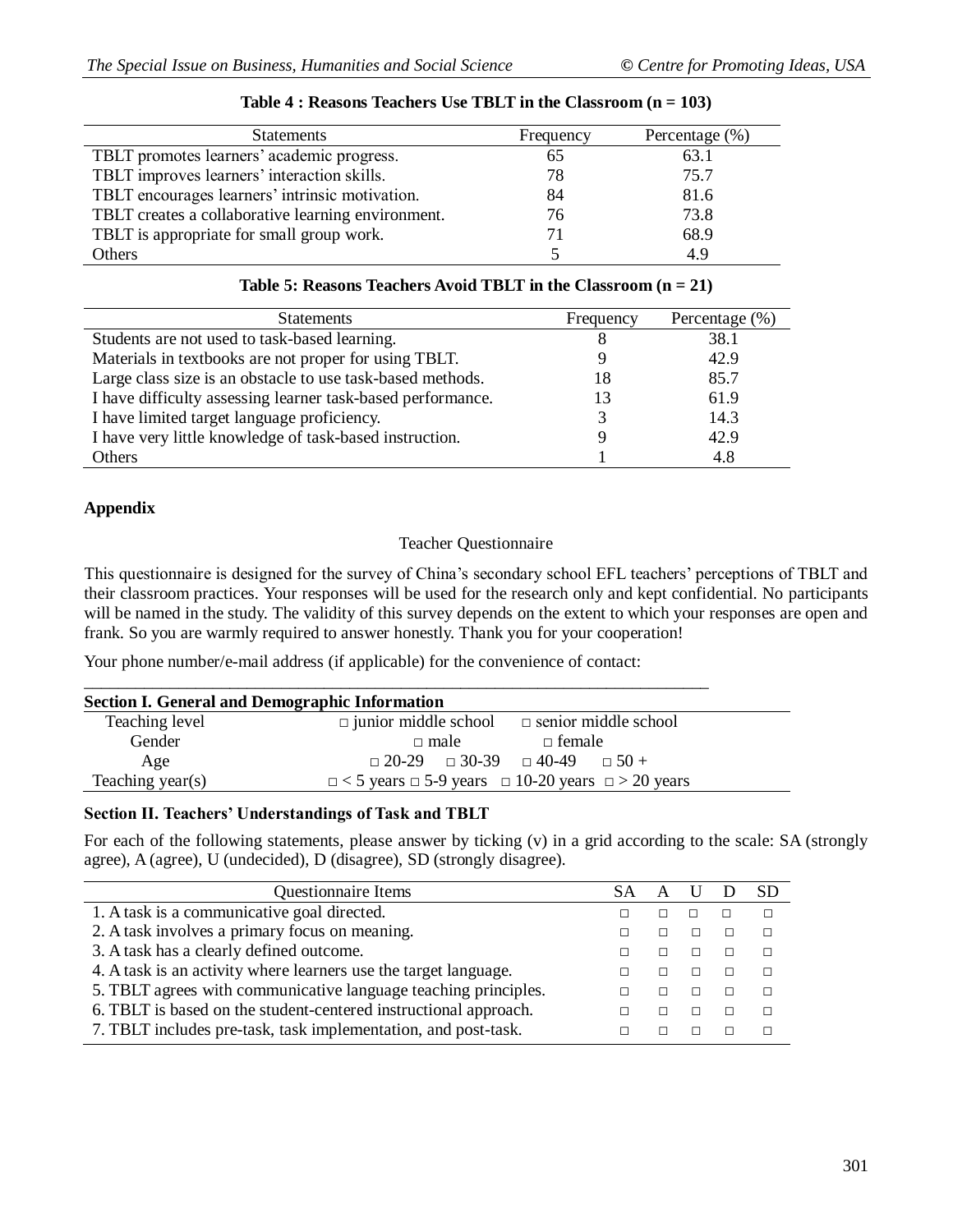**Table 4 : Reasons Teachers Use TBLT in the Classroom (n = 103)**

| Statements | Frequency | Percentage (%) |
|---|---|---|
| TBLT promotes learners' academic progress. | 65 | 63.1 |
| TBLT improves learners' interaction skills. | 78 | 75.7 |
| TBLT encourages learners' intrinsic motivation. | 84 | 81.6 |
| TBLT creates a collaborative learning environment. | 76 | 73.8 |
| TBLT is appropriate for small group work. | 71 | 68.9 |
| Others | 5 | 4.9 |

**Table 5: Reasons Teachers Avoid TBLT in the Classroom (n = 21)**

| Statements | Frequency | Percentage (%) |
|---|---|---|
| Students are not used to task-based learning. | 8 | 38.1 |
| Materials in textbooks are not proper for using TBLT. | 9 | 42.9 |
| Large class size is an obstacle to use task-based methods. | 18 | 85.7 |
| I have difficulty assessing learner task-based performance. | 13 | 61.9 |
| I have limited target language proficiency. | 3 | 14.3 |
| I have very little knowledge of task-based instruction. | 9 | 42.9 |
| Others | 1 | 4.8 |

## Appendix

Teacher Questionnaire

This questionnaire is designed for the survey of China's secondary school EFL teachers' perceptions of TBLT and their classroom practices. Your responses will be used for the research only and kept confidential. No participants will be named in the study. The validity of this survey depends on the extent to which your responses are open and frank. So you are warmly required to answer honestly. Thank you for your cooperation!

Your phone number/e-mail address (if applicable) for the convenience of contact:

\_\_\_\_\_\_\_\_\_\_\_\_\_\_\_\_\_\_\_\_\_\_\_\_\_\_\_\_\_\_\_\_\_\_\_\_\_\_\_\_\_\_\_\_\_\_\_\_\_\_\_\_\_\_\_\_\_\_\_\_\_\_\_\_\_\_\_\_\_\_\_\_

**Section I. General and Demographic Information**

| | |
|---|---|
| Teaching level | □ junior middle school □ senior middle school |
| Gender | □ male □ female |
| Age | □ 20-29 □ 30-39 □ 40-49 □ 50 + |
| Teaching year(s) | □ < 5 years □ 5-9 years □ 10-20 years □ > 20 years |

**Section II. Teachers' Understandings of Task and TBLT**

For each of the following statements, please answer by ticking (v) in a grid according to the scale: SA (strongly agree), A (agree), U (undecided), D (disagree), SD (strongly disagree).

| Questionnaire Items | SA | A | U | D | SD |
|---|---|---|---|---|---|
| 1. A task is a communicative goal directed. | □ | □ | □ | □ | □ |
| 2. A task involves a primary focus on meaning. | □ | □ | □ | □ | □ |
| 3. A task has a clearly defined outcome. | □ | □ | □ | □ | □ |
| 4. A task is an activity where learners use the target language. | □ | □ | □ | □ | □ |
| 5. TBLT agrees with communicative language teaching principles. | □ | □ | □ | □ | □ |
| 6. TBLT is based on the student-centered instructional approach. | □ | □ | □ | □ | □ |
| 7. TBLT includes pre-task, task implementation, and post-task. | □ | □ | □ | □ | □ |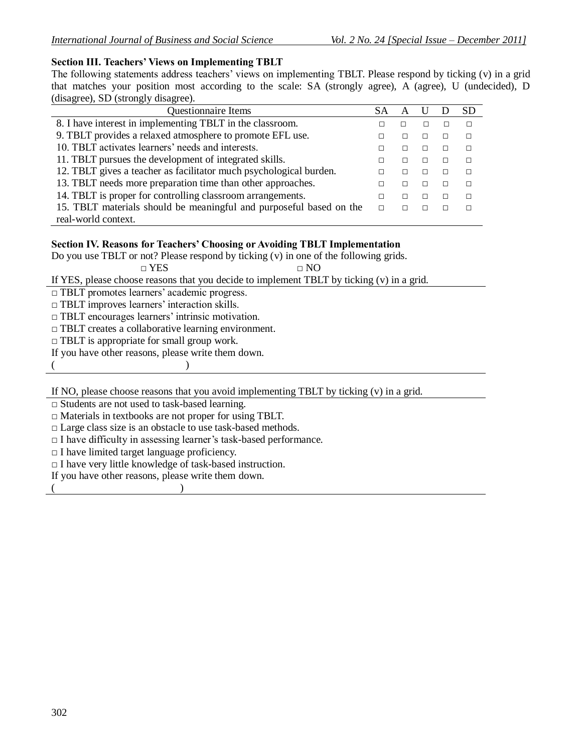**Section III. Teachers' Views on Implementing TBLT**

The following statements address teachers' views on implementing TBLT. Please respond by ticking (v) in a grid that matches your position most according to the scale: SA (strongly agree), A (agree), U (undecided), D (disagree), SD (strongly disagree).

| Questionnaire Items | SA | A | U | D | SD |
|---|---|---|---|---|---|
| 8. I have interest in implementing TBLT in the classroom. | □ | □ | □ | □ | □ |
| 9. TBLT provides a relaxed atmosphere to promote EFL use. | □ | □ | □ | □ | □ |
| 10. TBLT activates learners' needs and interests. | □ | □ | □ | □ | □ |
| 11. TBLT pursues the development of integrated skills. | □ | □ | □ | □ | □ |
| 12. TBLT gives a teacher as facilitator much psychological burden. | □ | □ | □ | □ | □ |
| 13. TBLT needs more preparation time than other approaches. | □ | □ | □ | □ | □ |
| 14. TBLT is proper for controlling classroom arrangements. | □ | □ | □ | □ | □ |
| 15. TBLT materials should be meaningful and purposeful based on the real-world context. | □ | □ | □ | □ | □ |

**Section IV. Reasons for Teachers' Choosing or Avoiding TBLT Implementation**

Do you use TBLT or not? Please respond by ticking (v) in one of the following grids.

□ YES □ NO

If YES, please choose reasons that you decide to implement TBLT by ticking (v) in a grid.

□ TBLT promotes learners' academic progress.
□ TBLT improves learners' interaction skills.
□ TBLT encourages learners' intrinsic motivation.
□ TBLT creates a collaborative learning environment.
□ TBLT is appropriate for small group work.

If you have other reasons, please write them down.

( )

If NO, please choose reasons that you avoid implementing TBLT by ticking (v) in a grid.

□ Students are not used to task-based learning.
□ Materials in textbooks are not proper for using TBLT.
□ Large class size is an obstacle to use task-based methods.
□ I have difficulty in assessing learner's task-based performance.
□ I have limited target language proficiency.
□ I have very little knowledge of task-based instruction.

If you have other reasons, please write them down.

( )